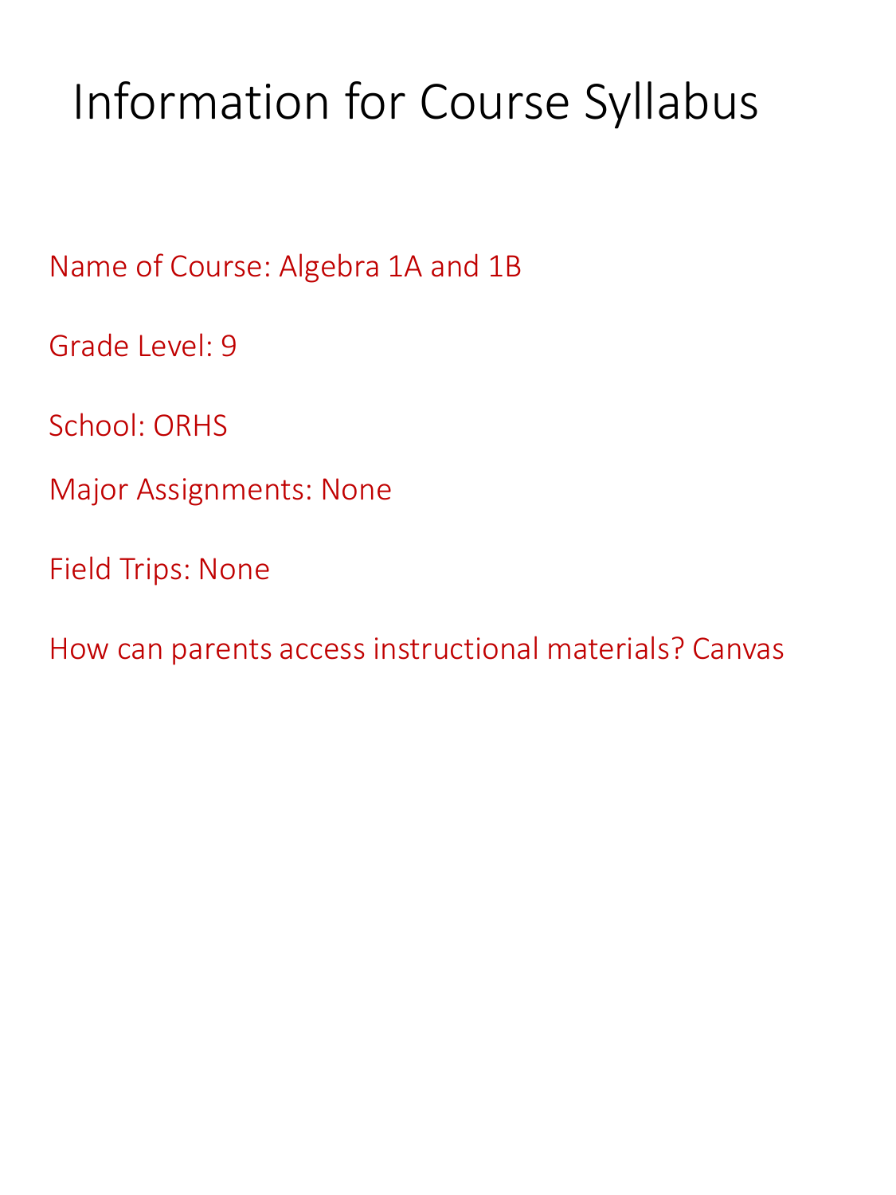# Information for Course Syllabus

Name of Course: Algebra 1A and 1B

Grade Level: 9

School: ORHS

Major Assignments: None

Field Trips: None

How can parents access instructional materials? Canvas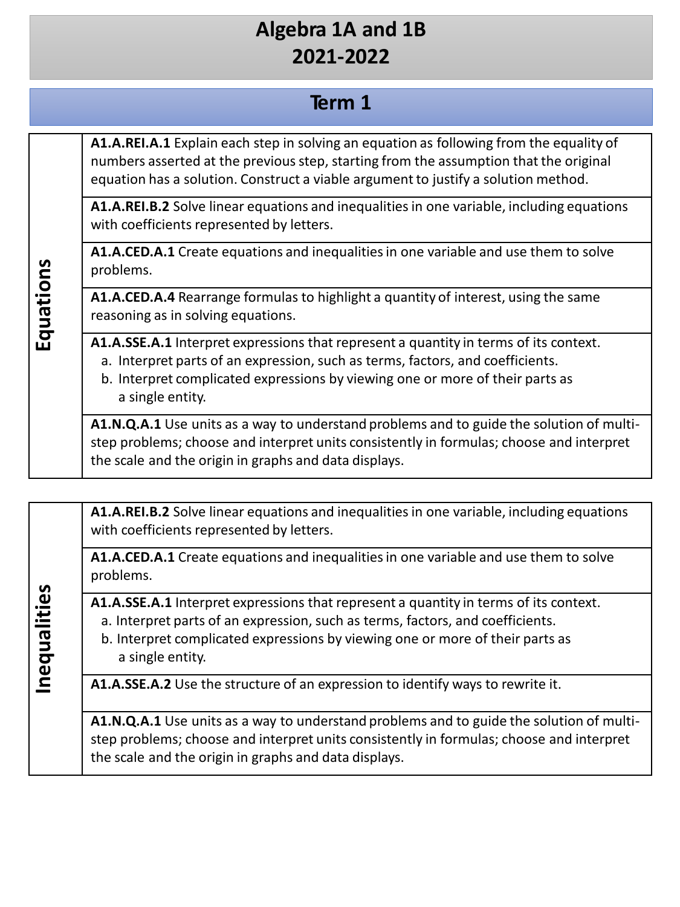# Algebra 1A and 1B
# 2021-2022

## Term 1

| | |
|---|---|
| **Equations** | **A1.A.REI.A.1** Explain each step in solving an equation as following from the equality of numbers asserted at the previous step, starting from the assumption that the original equation has a solution. Construct a viable argument to justify a solution method. |
| | **A1.A.REI.B.2** Solve linear equations and inequalities in one variable, including equations with coefficients represented by letters. |
| | **A1.A.CED.A.1** Create equations and inequalities in one variable and use them to solve problems. |
| | **A1.A.CED.A.4** Rearrange formulas to highlight a quantity of interest, using the same reasoning as in solving equations. |
| | **A1.A.SSE.A.1** Interpret expressions that represent a quantity in terms of its context. a. Interpret parts of an expression, such as terms, factors, and coefficients. b. Interpret complicated expressions by viewing one or more of their parts as a single entity. |
| | **A1.N.Q.A.1** Use units as a way to understand problems and to guide the solution of multi-step problems; choose and interpret units consistently in formulas; choose and interpret the scale and the origin in graphs and data displays. |

| | |
|---|---|
| **Inequalities** | **A1.A.REI.B.2** Solve linear equations and inequalities in one variable, including equations with coefficients represented by letters. |
| | **A1.A.CED.A.1** Create equations and inequalities in one variable and use them to solve problems. |
| | **A1.A.SSE.A.1** Interpret expressions that represent a quantity in terms of its context. a. Interpret parts of an expression, such as terms, factors, and coefficients. b. Interpret complicated expressions by viewing one or more of their parts as a single entity. |
| | **A1.A.SSE.A.2** Use the structure of an expression to identify ways to rewrite it. |
| | **A1.N.Q.A.1** Use units as a way to understand problems and to guide the solution of multi-step problems; choose and interpret units consistently in formulas; choose and interpret the scale and the origin in graphs and data displays. |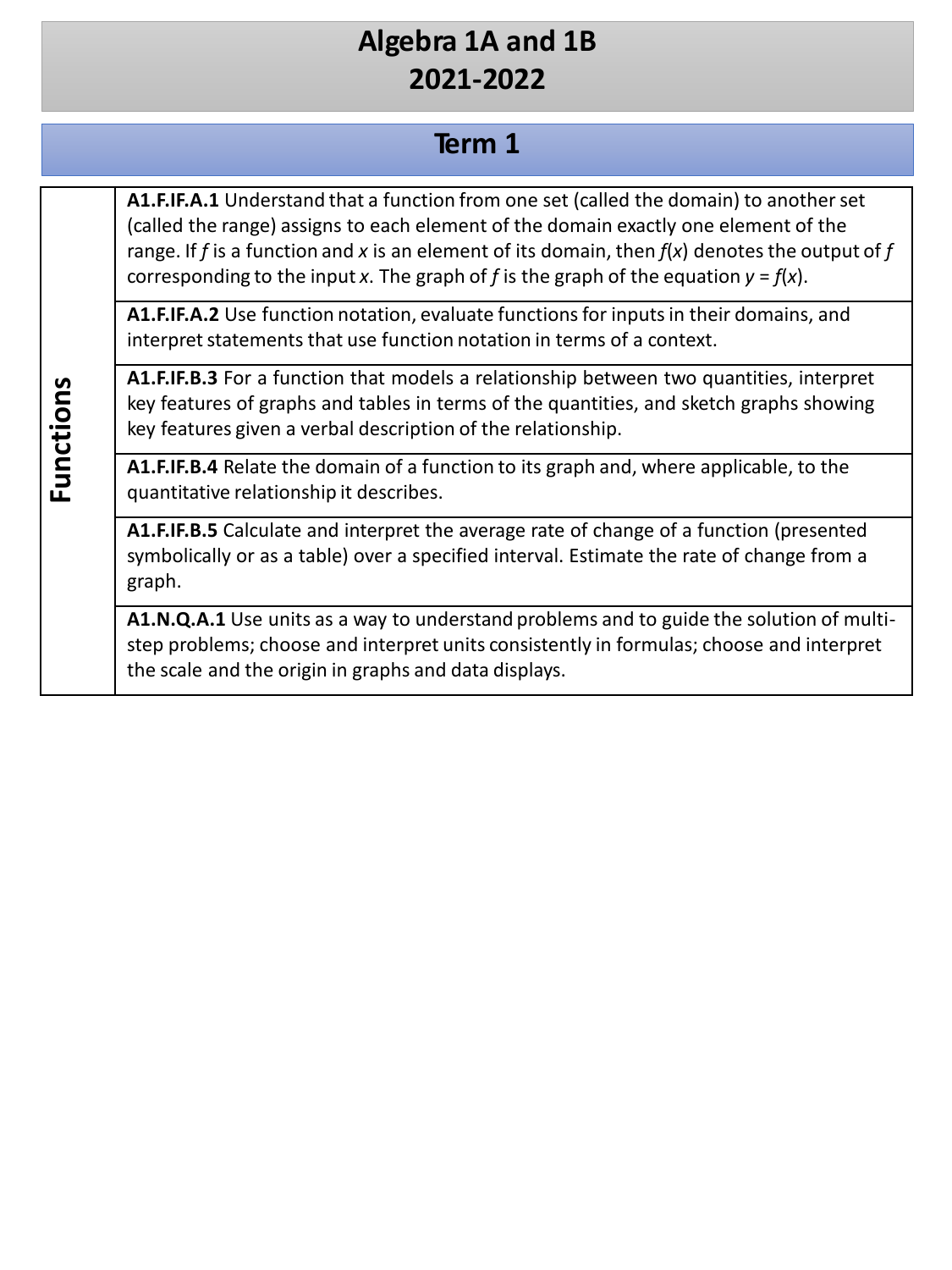# Algebra 1A and 1B
# 2021-2022

## Term 1

| | |
|---|---|
| **Functions** | **A1.F.IF.A.1** Understand that a function from one set (called the domain) to another set (called the range) assigns to each element of the domain exactly one element of the range. If $f$ is a function and $x$ is an element of its domain, then $f(x)$ denotes the output of $f$ corresponding to the input $x$. The graph of $f$ is the graph of the equation $y = f(x)$. |
| | **A1.F.IF.A.2** Use function notation, evaluate functions for inputs in their domains, and interpret statements that use function notation in terms of a context. |
| | **A1.F.IF.B.3** For a function that models a relationship between two quantities, interpret key features of graphs and tables in terms of the quantities, and sketch graphs showing key features given a verbal description of the relationship. |
| | **A1.F.IF.B.4** Relate the domain of a function to its graph and, where applicable, to the quantitative relationship it describes. |
| | **A1.F.IF.B.5** Calculate and interpret the average rate of change of a function (presented symbolically or as a table) over a specified interval. Estimate the rate of change from a graph. |
| | **A1.N.Q.A.1** Use units as a way to understand problems and to guide the solution of multi-step problems; choose and interpret units consistently in formulas; choose and interpret the scale and the origin in graphs and data displays. |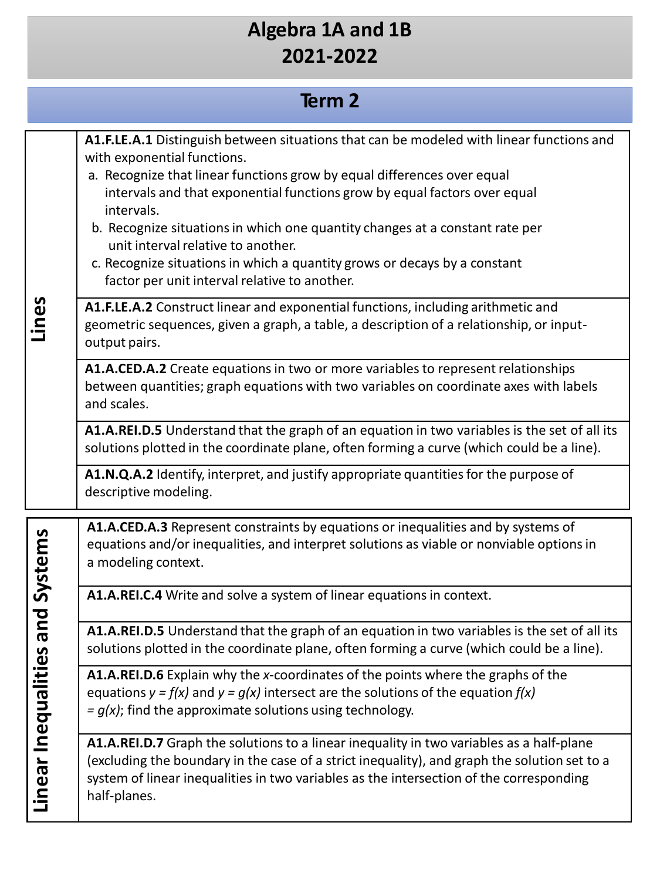# Algebra 1A and 1B
# 2021-2022

## Term 2

| | |
|---|---|
| **Lines** | **A1.F.LE.A.1** Distinguish between situations that can be modeled with linear functions and with exponential functions.<br>a. Recognize that linear functions grow by equal differences over equal intervals and that exponential functions grow by equal factors over equal intervals.<br>b. Recognize situations in which one quantity changes at a constant rate per unit interval relative to another.<br>c. Recognize situations in which a quantity grows or decays by a constant factor per unit interval relative to another. |
| | **A1.F.LE.A.2** Construct linear and exponential functions, including arithmetic and geometric sequences, given a graph, a table, a description of a relationship, or input-output pairs. |
| | **A1.A.CED.A.2** Create equations in two or more variables to represent relationships between quantities; graph equations with two variables on coordinate axes with labels and scales. |
| | **A1.A.REI.D.5** Understand that the graph of an equation in two variables is the set of all its solutions plotted in the coordinate plane, often forming a curve (which could be a line). |
| | **A1.N.Q.A.2** Identify, interpret, and justify appropriate quantities for the purpose of descriptive modeling. |

| | |
|---|---|
| **Linear Inequalities and Systems** | **A1.A.CED.A.3** Represent constraints by equations or inequalities and by systems of equations and/or inequalities, and interpret solutions as viable or nonviable options in a modeling context. |
| | **A1.A.REI.C.4** Write and solve a system of linear equations in context. |
| | **A1.A.REI.D.5** Understand that the graph of an equation in two variables is the set of all its solutions plotted in the coordinate plane, often forming a curve (which could be a line). |
| | **A1.A.REI.D.6** Explain why the $x$-coordinates of the points where the graphs of the equations $y = f(x)$ and $y = g(x)$ intersect are the solutions of the equation $f(x) = g(x)$; find the approximate solutions using technology. |
| | **A1.A.REI.D.7** Graph the solutions to a linear inequality in two variables as a half-plane (excluding the boundary in the case of a strict inequality), and graph the solution set to a system of linear inequalities in two variables as the intersection of the corresponding half-planes. |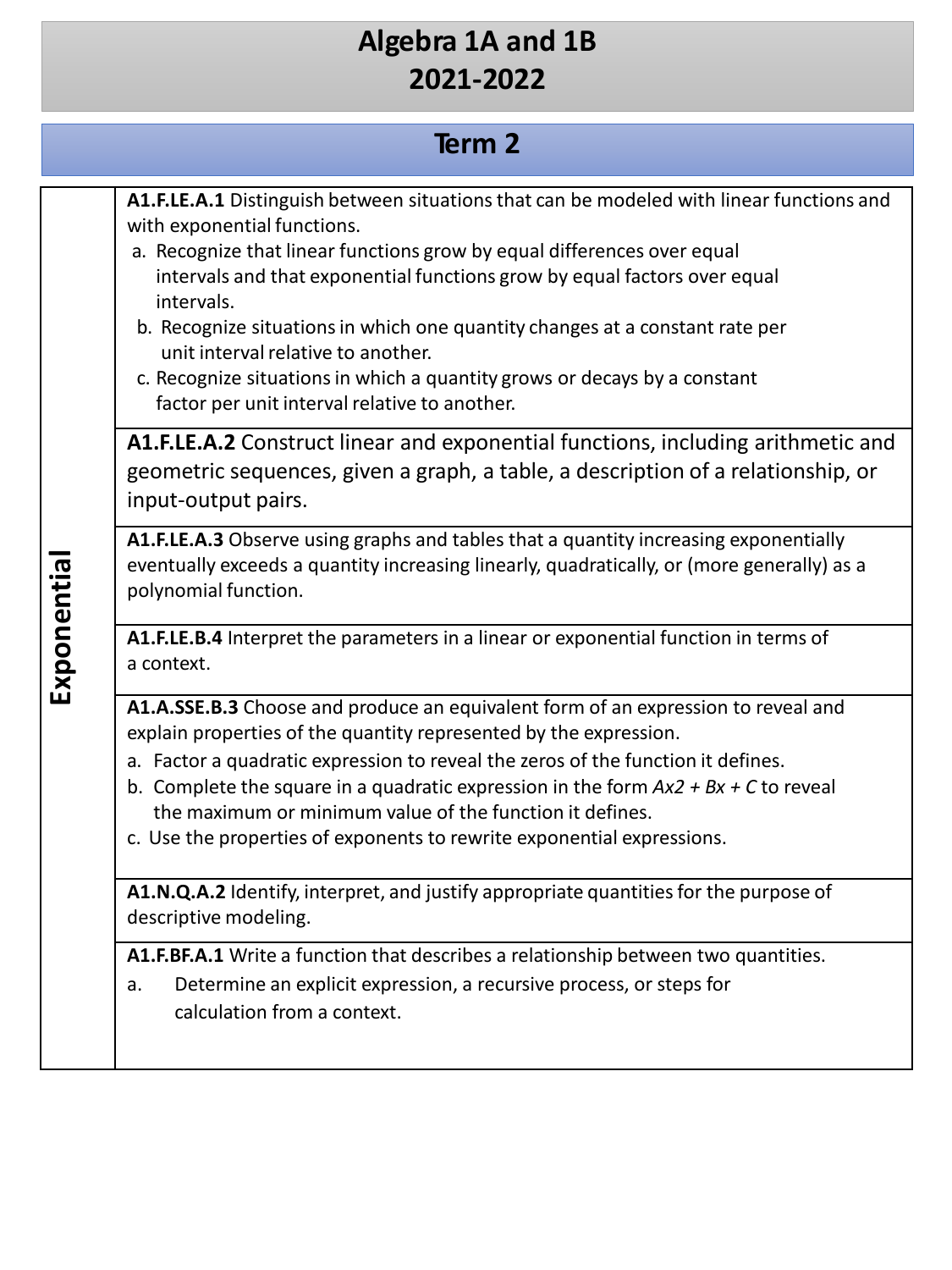# Algebra 1A and 1B
# 2021-2022

## Term 2

| | |
|---|---|
| **Exponential** | **A1.F.LE.A.1** Distinguish between situations that can be modeled with linear functions and with exponential functions.<br>a. Recognize that linear functions grow by equal differences over equal intervals and that exponential functions grow by equal factors over equal intervals.<br>b. Recognize situations in which one quantity changes at a constant rate per unit interval relative to another.<br>c. Recognize situations in which a quantity grows or decays by a constant factor per unit interval relative to another. |
| | **A1.F.LE.A.2** Construct linear and exponential functions, including arithmetic and geometric sequences, given a graph, a table, a description of a relationship, or input-output pairs. |
| | **A1.F.LE.A.3** Observe using graphs and tables that a quantity increasing exponentially eventually exceeds a quantity increasing linearly, quadratically, or (more generally) as a polynomial function. |
| | **A1.F.LE.B.4** Interpret the parameters in a linear or exponential function in terms of a context. |
| | **A1.A.SSE.B.3** Choose and produce an equivalent form of an expression to reveal and explain properties of the quantity represented by the expression.<br>a. Factor a quadratic expression to reveal the zeros of the function it defines.<br>b. Complete the square in a quadratic expression in the form *Ax2 + Bx + C* to reveal the maximum or minimum value of the function it defines.<br>c. Use the properties of exponents to rewrite exponential expressions. |
| | **A1.N.Q.A.2** Identify, interpret, and justify appropriate quantities for the purpose of descriptive modeling. |
| | **A1.F.BF.A.1** Write a function that describes a relationship between two quantities.<br>a. Determine an explicit expression, a recursive process, or steps for calculation from a context. |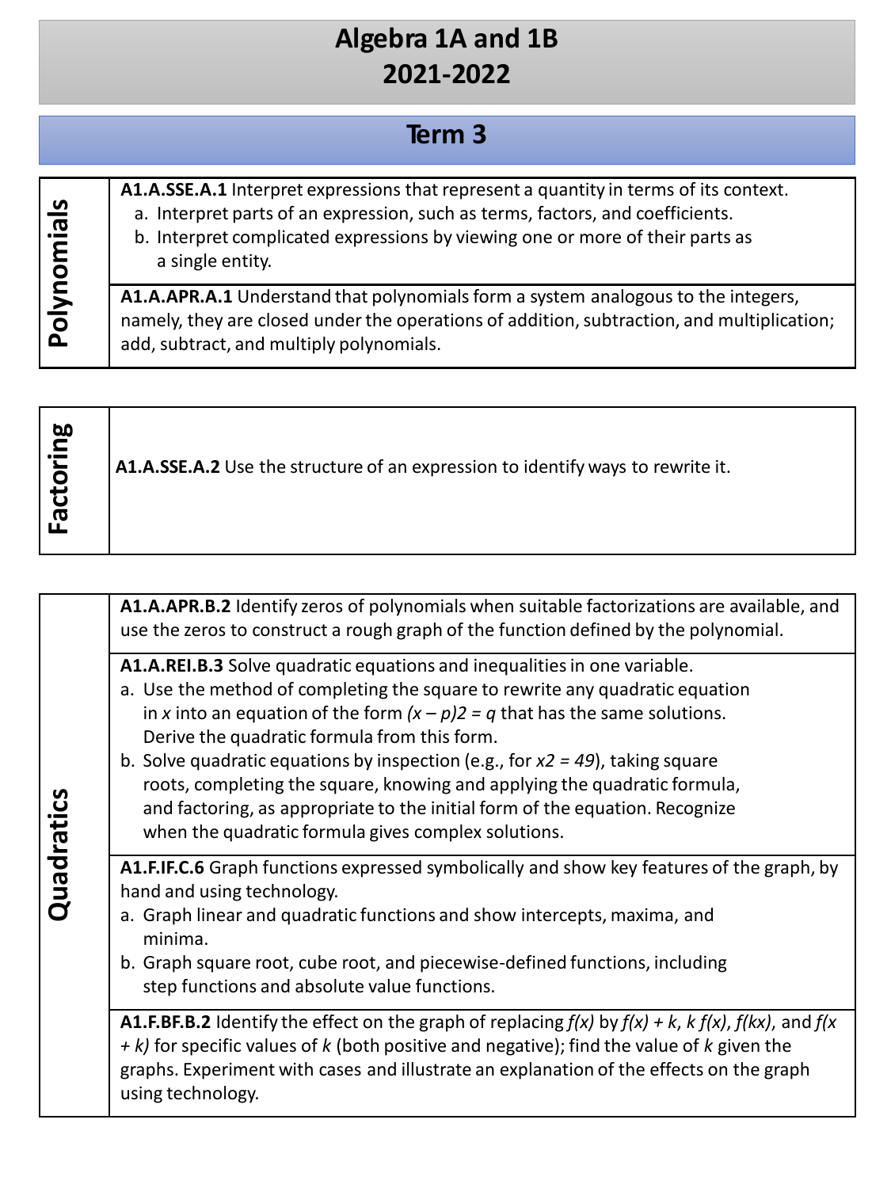# Algebra 1A and 1B
# 2021-2022

## Term 3

| | |
|---|---|
| **Polynomials** | **A1.A.SSE.A.1** Interpret expressions that represent a quantity in terms of its context.<br>a. Interpret parts of an expression, such as terms, factors, and coefficients.<br>b. Interpret complicated expressions by viewing one or more of their parts as a single entity. |
| | **A1.A.APR.A.1** Understand that polynomials form a system analogous to the integers, namely, they are closed under the operations of addition, subtraction, and multiplication; add, subtract, and multiply polynomials. |

| | |
|---|---|
| **Factoring** | **A1.A.SSE.A.2** Use the structure of an expression to identify ways to rewrite it. |

| | |
|---|---|
| **Quadratics** | **A1.A.APR.B.2** Identify zeros of polynomials when suitable factorizations are available, and use the zeros to construct a rough graph of the function defined by the polynomial. |
| | **A1.A.REI.B.3** Solve quadratic equations and inequalities in one variable.<br>a. Use the method of completing the square to rewrite any quadratic equation in *x* into an equation of the form $(x – p)2 = q$ that has the same solutions. Derive the quadratic formula from this form.<br>b. Solve quadratic equations by inspection (e.g., for $x2 = 49$), taking square roots, completing the square, knowing and applying the quadratic formula, and factoring, as appropriate to the initial form of the equation. Recognize when the quadratic formula gives complex solutions. |
| | **A1.F.IF.C.6** Graph functions expressed symbolically and show key features of the graph, by hand and using technology.<br>a. Graph linear and quadratic functions and show intercepts, maxima, and minima.<br>b. Graph square root, cube root, and piecewise-defined functions, including step functions and absolute value functions. |
| | **A1.F.BF.B.2** Identify the effect on the graph of replacing $f(x)$ by $f(x) + k$, $k\,f(x)$, $f(kx)$, and $f(x + k)$ for specific values of *k* (both positive and negative); find the value of *k* given the graphs. Experiment with cases and illustrate an explanation of the effects on the graph using technology. |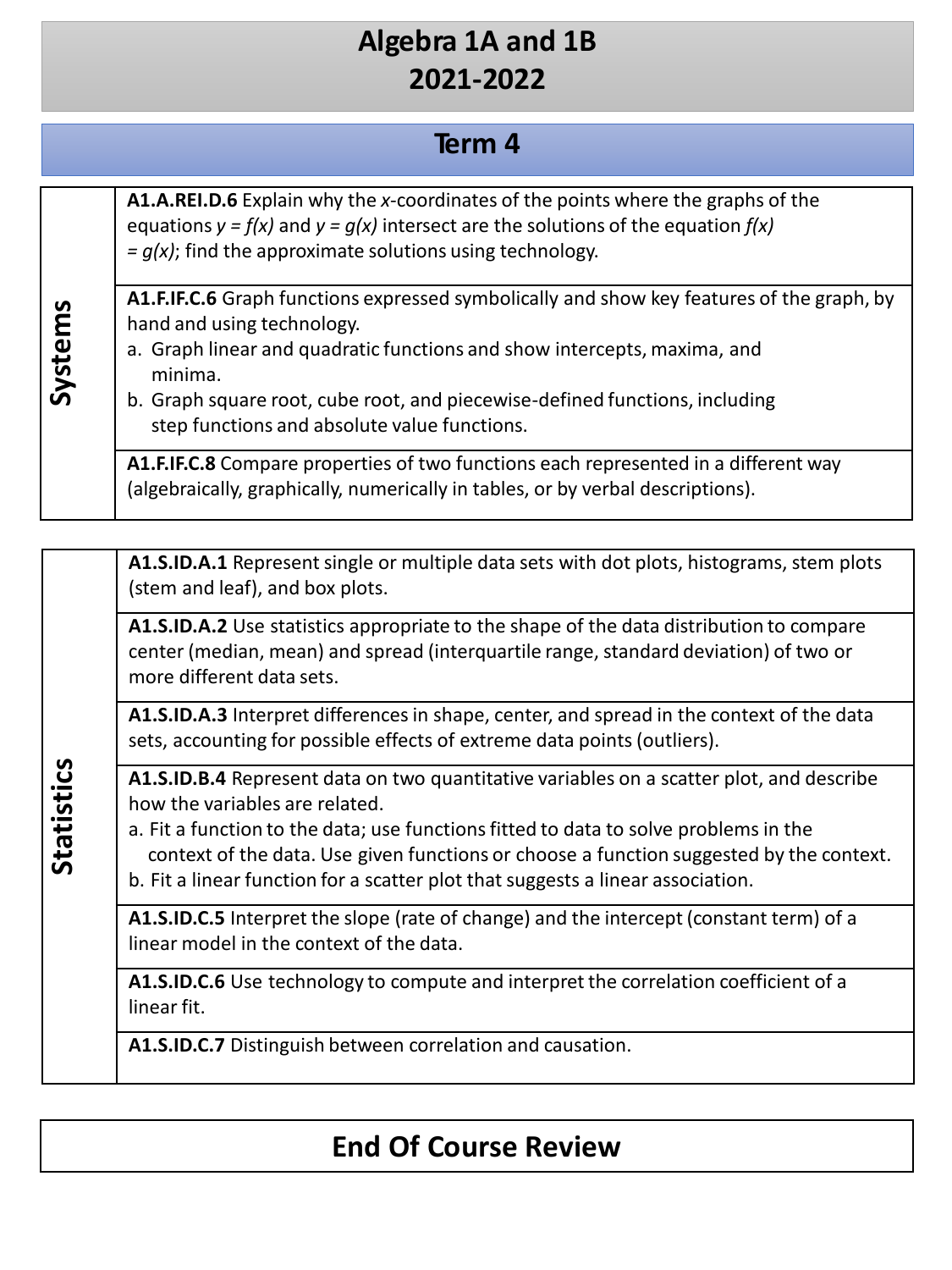# Algebra 1A and 1B
# 2021-2022

## Term 4

| | |
|---|---|
| **Systems** | **A1.A.REI.D.6** Explain why the *x*-coordinates of the points where the graphs of the equations $y = f(x)$ and $y = g(x)$ intersect are the solutions of the equation $f(x) = g(x)$; find the approximate solutions using technology. |
| | **A1.F.IF.C.6** Graph functions expressed symbolically and show key features of the graph, by hand and using technology.<br>a. Graph linear and quadratic functions and show intercepts, maxima, and minima.<br>b. Graph square root, cube root, and piecewise-defined functions, including step functions and absolute value functions. |
| | **A1.F.IF.C.8** Compare properties of two functions each represented in a different way (algebraically, graphically, numerically in tables, or by verbal descriptions). |

| | |
|---|---|
| **Statistics** | **A1.S.ID.A.1** Represent single or multiple data sets with dot plots, histograms, stem plots (stem and leaf), and box plots. |
| | **A1.S.ID.A.2** Use statistics appropriate to the shape of the data distribution to compare center (median, mean) and spread (interquartile range, standard deviation) of two or more different data sets. |
| | **A1.S.ID.A.3** Interpret differences in shape, center, and spread in the context of the data sets, accounting for possible effects of extreme data points (outliers). |
| | **A1.S.ID.B.4** Represent data on two quantitative variables on a scatter plot, and describe how the variables are related.<br>a. Fit a function to the data; use functions fitted to data to solve problems in the context of the data. Use given functions or choose a function suggested by the context.<br>b. Fit a linear function for a scatter plot that suggests a linear association. |
| | **A1.S.ID.C.5** Interpret the slope (rate of change) and the intercept (constant term) of a linear model in the context of the data. |
| | **A1.S.ID.C.6** Use technology to compute and interpret the correlation coefficient of a linear fit. |
| | **A1.S.ID.C.7** Distinguish between correlation and causation. |

## End Of Course Review